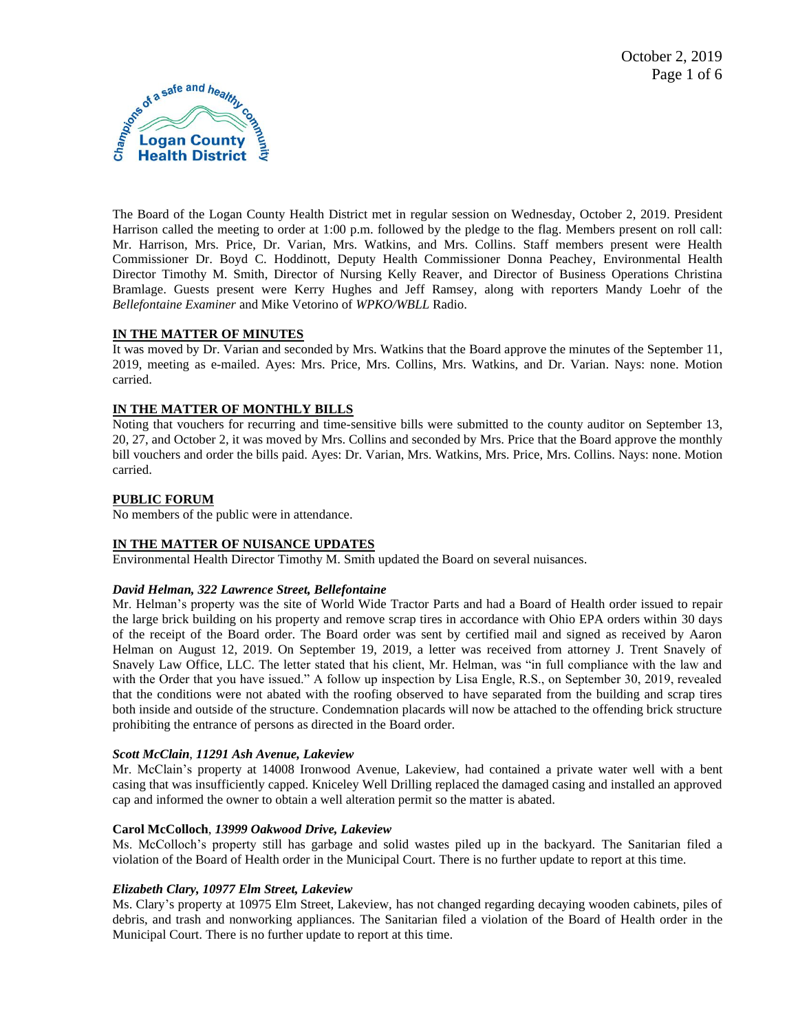The Board of the Logan County Health District met in regular session on Wednesday, October 2, 2019. President Harrison called the meeting to order at 1:00 p.m. followed by the pledge to the flag. Members present on roll call: Mr. Harrison, Mrs. Price, Dr. Varian, Mrs. Watkins, and Mrs. Collins. Staff members present were Health Commissioner Dr. Boyd C. Hoddinott, Deputy Health Commissioner Donna Peachey, Environmental Health Director Timothy M. Smith, Director of Nursing Kelly Reaver, and Director of Business Operations Christina Bramlage. Guests present were Kerry Hughes and Jeff Ramsey, along with reporters Mandy Loehr of the *Bellefontaine Examiner* and Mike Vetorino of *WPKO/WBLL* Radio.

**IN THE MATTER OF MINUTES**

It was moved by Dr. Varian and seconded by Mrs. Watkins that the Board approve the minutes of the September 11, 2019, meeting as e-mailed. Ayes: Mrs. Price, Mrs. Collins, Mrs. Watkins, and Dr. Varian. Nays: none. Motion carried.

**IN THE MATTER OF MONTHLY BILLS**

Noting that vouchers for recurring and time-sensitive bills were submitted to the county auditor on September 13, 20, 27, and October 2, it was moved by Mrs. Collins and seconded by Mrs. Price that the Board approve the monthly bill vouchers and order the bills paid. Ayes: Dr. Varian, Mrs. Watkins, Mrs. Price, Mrs. Collins. Nays: none. Motion carried.

**PUBLIC FORUM**

No members of the public were in attendance.

**IN THE MATTER OF NUISANCE UPDATES**

Environmental Health Director Timothy M. Smith updated the Board on several nuisances.

***David Helman, 322 Lawrence Street, Bellefontaine***

Mr. Helman's property was the site of World Wide Tractor Parts and had a Board of Health order issued to repair the large brick building on his property and remove scrap tires in accordance with Ohio EPA orders within 30 days of the receipt of the Board order. The Board order was sent by certified mail and signed as received by Aaron Helman on August 12, 2019. On September 19, 2019, a letter was received from attorney J. Trent Snavely of Snavely Law Office, LLC. The letter stated that his client, Mr. Helman, was "in full compliance with the law and with the Order that you have issued." A follow up inspection by Lisa Engle, R.S., on September 30, 2019, revealed that the conditions were not abated with the roofing observed to have separated from the building and scrap tires both inside and outside of the structure. Condemnation placards will now be attached to the offending brick structure prohibiting the entrance of persons as directed in the Board order.

***Scott McClain, 11291 Ash Avenue, Lakeview***

Mr. McClain's property at 14008 Ironwood Avenue, Lakeview, had contained a private water well with a bent casing that was insufficiently capped. Kniceley Well Drilling replaced the damaged casing and installed an approved cap and informed the owner to obtain a well alteration permit so the matter is abated.

**Carol McColloch**, ***13999 Oakwood Drive, Lakeview***

Ms. McColloch's property still has garbage and solid wastes piled up in the backyard. The Sanitarian filed a violation of the Board of Health order in the Municipal Court. There is no further update to report at this time.

***Elizabeth Clary, 10977 Elm Street, Lakeview***

Ms. Clary's property at 10975 Elm Street, Lakeview, has not changed regarding decaying wooden cabinets, piles of debris, and trash and nonworking appliances. The Sanitarian filed a violation of the Board of Health order in the Municipal Court. There is no further update to report at this time.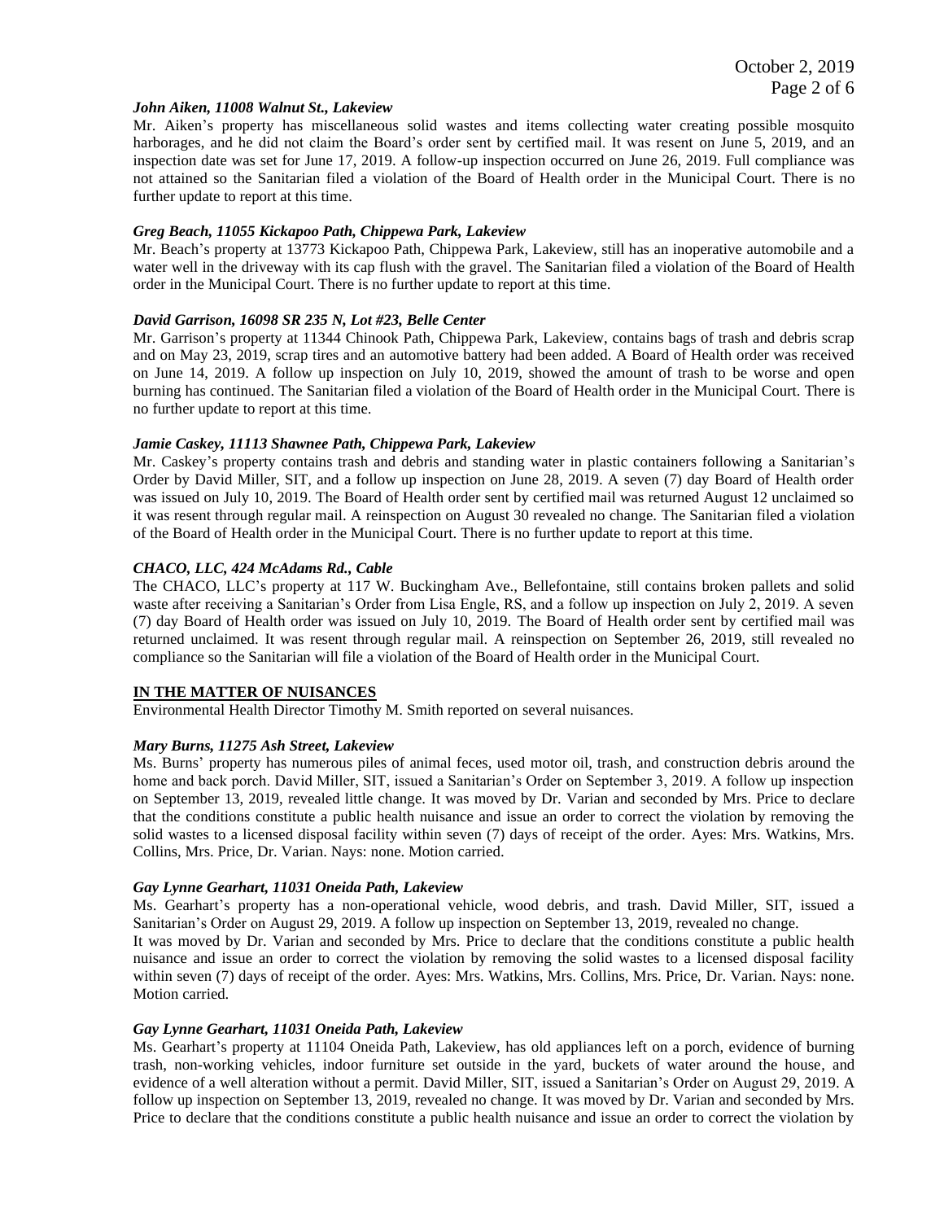***John Aiken, 11008 Walnut St., Lakeview***

Mr. Aiken's property has miscellaneous solid wastes and items collecting water creating possible mosquito harborages, and he did not claim the Board's order sent by certified mail. It was resent on June 5, 2019, and an inspection date was set for June 17, 2019. A follow-up inspection occurred on June 26, 2019. Full compliance was not attained so the Sanitarian filed a violation of the Board of Health order in the Municipal Court. There is no further update to report at this time.

***Greg Beach, 11055 Kickapoo Path, Chippewa Park, Lakeview***

Mr. Beach's property at 13773 Kickapoo Path, Chippewa Park, Lakeview, still has an inoperative automobile and a water well in the driveway with its cap flush with the gravel. The Sanitarian filed a violation of the Board of Health order in the Municipal Court. There is no further update to report at this time.

***David Garrison, 16098 SR 235 N, Lot #23, Belle Center***

Mr. Garrison's property at 11344 Chinook Path, Chippewa Park, Lakeview, contains bags of trash and debris scrap and on May 23, 2019, scrap tires and an automotive battery had been added. A Board of Health order was received on June 14, 2019. A follow up inspection on July 10, 2019, showed the amount of trash to be worse and open burning has continued. The Sanitarian filed a violation of the Board of Health order in the Municipal Court. There is no further update to report at this time.

***Jamie Caskey, 11113 Shawnee Path, Chippewa Park, Lakeview***

Mr. Caskey's property contains trash and debris and standing water in plastic containers following a Sanitarian's Order by David Miller, SIT, and a follow up inspection on June 28, 2019. A seven (7) day Board of Health order was issued on July 10, 2019. The Board of Health order sent by certified mail was returned August 12 unclaimed so it was resent through regular mail. A reinspection on August 30 revealed no change. The Sanitarian filed a violation of the Board of Health order in the Municipal Court. There is no further update to report at this time.

***CHACO, LLC, 424 McAdams Rd., Cable***

The CHACO, LLC's property at 117 W. Buckingham Ave., Bellefontaine, still contains broken pallets and solid waste after receiving a Sanitarian's Order from Lisa Engle, RS, and a follow up inspection on July 2, 2019. A seven (7) day Board of Health order was issued on July 10, 2019. The Board of Health order sent by certified mail was returned unclaimed. It was resent through regular mail. A reinspection on September 26, 2019, still revealed no compliance so the Sanitarian will file a violation of the Board of Health order in the Municipal Court.

**IN THE MATTER OF NUISANCES**

Environmental Health Director Timothy M. Smith reported on several nuisances.

***Mary Burns, 11275 Ash Street, Lakeview***

Ms. Burns' property has numerous piles of animal feces, used motor oil, trash, and construction debris around the home and back porch. David Miller, SIT, issued a Sanitarian's Order on September 3, 2019. A follow up inspection on September 13, 2019, revealed little change. It was moved by Dr. Varian and seconded by Mrs. Price to declare that the conditions constitute a public health nuisance and issue an order to correct the violation by removing the solid wastes to a licensed disposal facility within seven (7) days of receipt of the order. Ayes: Mrs. Watkins, Mrs. Collins, Mrs. Price, Dr. Varian. Nays: none. Motion carried.

***Gay Lynne Gearhart, 11031 Oneida Path, Lakeview***

Ms. Gearhart's property has a non-operational vehicle, wood debris, and trash. David Miller, SIT, issued a Sanitarian's Order on August 29, 2019. A follow up inspection on September 13, 2019, revealed no change.

It was moved by Dr. Varian and seconded by Mrs. Price to declare that the conditions constitute a public health nuisance and issue an order to correct the violation by removing the solid wastes to a licensed disposal facility within seven (7) days of receipt of the order. Ayes: Mrs. Watkins, Mrs. Collins, Mrs. Price, Dr. Varian. Nays: none. Motion carried.

***Gay Lynne Gearhart, 11031 Oneida Path, Lakeview***

Ms. Gearhart's property at 11104 Oneida Path, Lakeview, has old appliances left on a porch, evidence of burning trash, non-working vehicles, indoor furniture set outside in the yard, buckets of water around the house, and evidence of a well alteration without a permit. David Miller, SIT, issued a Sanitarian's Order on August 29, 2019. A follow up inspection on September 13, 2019, revealed no change. It was moved by Dr. Varian and seconded by Mrs. Price to declare that the conditions constitute a public health nuisance and issue an order to correct the violation by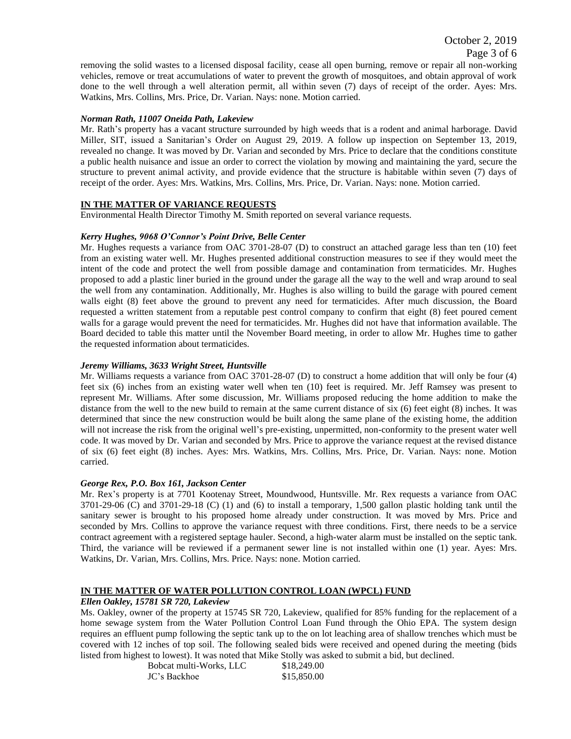removing the solid wastes to a licensed disposal facility, cease all open burning, remove or repair all non-working vehicles, remove or treat accumulations of water to prevent the growth of mosquitoes, and obtain approval of work done to the well through a well alteration permit, all within seven (7) days of receipt of the order. Ayes: Mrs. Watkins, Mrs. Collins, Mrs. Price, Dr. Varian. Nays: none. Motion carried.

***Norman Rath, 11007 Oneida Path, Lakeview***

Mr. Rath's property has a vacant structure surrounded by high weeds that is a rodent and animal harborage. David Miller, SIT, issued a Sanitarian's Order on August 29, 2019. A follow up inspection on September 13, 2019, revealed no change. It was moved by Dr. Varian and seconded by Mrs. Price to declare that the conditions constitute a public health nuisance and issue an order to correct the violation by mowing and maintaining the yard, secure the structure to prevent animal activity, and provide evidence that the structure is habitable within seven (7) days of receipt of the order. Ayes: Mrs. Watkins, Mrs. Collins, Mrs. Price, Dr. Varian. Nays: none. Motion carried.

**IN THE MATTER OF VARIANCE REQUESTS**

Environmental Health Director Timothy M. Smith reported on several variance requests.

***Kerry Hughes, 9068 O'Connor's Point Drive, Belle Center***

Mr. Hughes requests a variance from OAC 3701-28-07 (D) to construct an attached garage less than ten (10) feet from an existing water well. Mr. Hughes presented additional construction measures to see if they would meet the intent of the code and protect the well from possible damage and contamination from termaticides. Mr. Hughes proposed to add a plastic liner buried in the ground under the garage all the way to the well and wrap around to seal the well from any contamination. Additionally, Mr. Hughes is also willing to build the garage with poured cement walls eight (8) feet above the ground to prevent any need for termaticides. After much discussion, the Board requested a written statement from a reputable pest control company to confirm that eight (8) feet poured cement walls for a garage would prevent the need for termaticides. Mr. Hughes did not have that information available. The Board decided to table this matter until the November Board meeting, in order to allow Mr. Hughes time to gather the requested information about termaticides.

***Jeremy Williams, 3633 Wright Street, Huntsville***

Mr. Williams requests a variance from OAC 3701-28-07 (D) to construct a home addition that will only be four (4) feet six (6) inches from an existing water well when ten (10) feet is required. Mr. Jeff Ramsey was present to represent Mr. Williams. After some discussion, Mr. Williams proposed reducing the home addition to make the distance from the well to the new build to remain at the same current distance of six (6) feet eight (8) inches. It was determined that since the new construction would be built along the same plane of the existing home, the addition will not increase the risk from the original well's pre-existing, unpermitted, non-conformity to the present water well code. It was moved by Dr. Varian and seconded by Mrs. Price to approve the variance request at the revised distance of six (6) feet eight (8) inches. Ayes: Mrs. Watkins, Mrs. Collins, Mrs. Price, Dr. Varian. Nays: none. Motion carried.

***George Rex, P.O. Box 161, Jackson Center***

Mr. Rex's property is at 7701 Kootenay Street, Moundwood, Huntsville. Mr. Rex requests a variance from OAC 3701-29-06 (C) and 3701-29-18 (C) (1) and (6) to install a temporary, 1,500 gallon plastic holding tank until the sanitary sewer is brought to his proposed home already under construction. It was moved by Mrs. Price and seconded by Mrs. Collins to approve the variance request with three conditions. First, there needs to be a service contract agreement with a registered septage hauler. Second, a high-water alarm must be installed on the septic tank. Third, the variance will be reviewed if a permanent sewer line is not installed within one (1) year. Ayes: Mrs. Watkins, Dr. Varian, Mrs. Collins, Mrs. Price. Nays: none. Motion carried.

**IN THE MATTER OF WATER POLLUTION CONTROL LOAN (WPCL) FUND**

***Ellen Oakley, 15781 SR 720, Lakeview***

Ms. Oakley, owner of the property at 15745 SR 720, Lakeview, qualified for 85% funding for the replacement of a home sewage system from the Water Pollution Control Loan Fund through the Ohio EPA. The system design requires an effluent pump following the septic tank up to the on lot leaching area of shallow trenches which must be covered with 12 inches of top soil. The following sealed bids were received and opened during the meeting (bids listed from highest to lowest). It was noted that Mike Stolly was asked to submit a bid, but declined.

| | |
|---|---|
| Bobcat multi-Works, LLC | $18,249.00 |
| JC's Backhoe | $15,850.00 |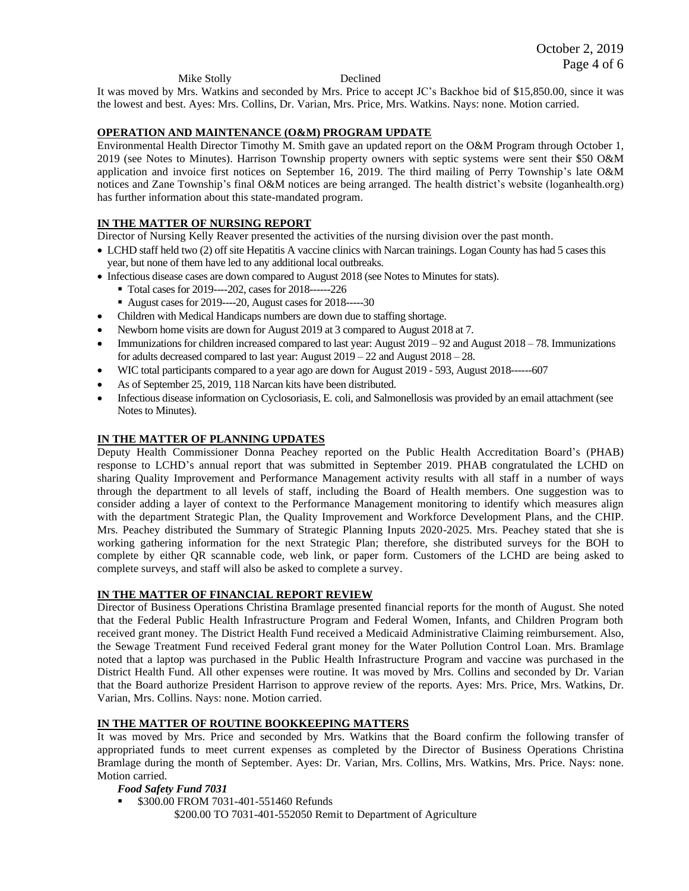Mike Stolly Declined

It was moved by Mrs. Watkins and seconded by Mrs. Price to accept JC's Backhoe bid of $15,850.00, since it was the lowest and best. Ayes: Mrs. Collins, Dr. Varian, Mrs. Price, Mrs. Watkins. Nays: none. Motion carried.

**OPERATION AND MAINTENANCE (O&M) PROGRAM UPDATE**

Environmental Health Director Timothy M. Smith gave an updated report on the O&M Program through October 1, 2019 (see Notes to Minutes). Harrison Township property owners with septic systems were sent their $50 O&M application and invoice first notices on September 16, 2019. The third mailing of Perry Township's late O&M notices and Zane Township's final O&M notices are being arranged. The health district's website (loganhealth.org) has further information about this state-mandated program.

**IN THE MATTER OF NURSING REPORT**

Director of Nursing Kelly Reaver presented the activities of the nursing division over the past month.

- LCHD staff held two (2) off site Hepatitis A vaccine clinics with Narcan trainings. Logan County has had 5 cases this year, but none of them have led to any additional local outbreaks.
- Infectious disease cases are down compared to August 2018 (see Notes to Minutes for stats).
  - Total cases for 2019----202, cases for 2018------226
  - August cases for 2019----20, August cases for 2018-----30
- Children with Medical Handicaps numbers are down due to staffing shortage.
- Newborn home visits are down for August 2019 at 3 compared to August 2018 at 7.
- Immunizations for children increased compared to last year: August 2019 – 92 and August 2018 – 78. Immunizations for adults decreased compared to last year: August 2019 – 22 and August 2018 – 28.
- WIC total participants compared to a year ago are down for August 2019 - 593, August 2018------607
- As of September 25, 2019, 118 Narcan kits have been distributed.
- Infectious disease information on Cyclosoriasis, E. coli, and Salmonellosis was provided by an email attachment (see Notes to Minutes).

**IN THE MATTER OF PLANNING UPDATES**

Deputy Health Commissioner Donna Peachey reported on the Public Health Accreditation Board's (PHAB) response to LCHD's annual report that was submitted in September 2019. PHAB congratulated the LCHD on sharing Quality Improvement and Performance Management activity results with all staff in a number of ways through the department to all levels of staff, including the Board of Health members. One suggestion was to consider adding a layer of context to the Performance Management monitoring to identify which measures align with the department Strategic Plan, the Quality Improvement and Workforce Development Plans, and the CHIP. Mrs. Peachey distributed the Summary of Strategic Planning Inputs 2020-2025. Mrs. Peachey stated that she is working gathering information for the next Strategic Plan; therefore, she distributed surveys for the BOH to complete by either QR scannable code, web link, or paper form. Customers of the LCHD are being asked to complete surveys, and staff will also be asked to complete a survey.

**IN THE MATTER OF FINANCIAL REPORT REVIEW**

Director of Business Operations Christina Bramlage presented financial reports for the month of August. She noted that the Federal Public Health Infrastructure Program and Federal Women, Infants, and Children Program both received grant money. The District Health Fund received a Medicaid Administrative Claiming reimbursement. Also, the Sewage Treatment Fund received Federal grant money for the Water Pollution Control Loan. Mrs. Bramlage noted that a laptop was purchased in the Public Health Infrastructure Program and vaccine was purchased in the District Health Fund. All other expenses were routine. It was moved by Mrs. Collins and seconded by Dr. Varian that the Board authorize President Harrison to approve review of the reports. Ayes: Mrs. Price, Mrs. Watkins, Dr. Varian, Mrs. Collins. Nays: none. Motion carried.

**IN THE MATTER OF ROUTINE BOOKKEEPING MATTERS**

It was moved by Mrs. Price and seconded by Mrs. Watkins that the Board confirm the following transfer of appropriated funds to meet current expenses as completed by the Director of Business Operations Christina Bramlage during the month of September. Ayes: Dr. Varian, Mrs. Collins, Mrs. Watkins, Mrs. Price. Nays: none. Motion carried.

***Food Safety Fund 7031***

- $300.00 FROM 7031-401-551460 Refunds
  $200.00 TO 7031-401-552050 Remit to Department of Agriculture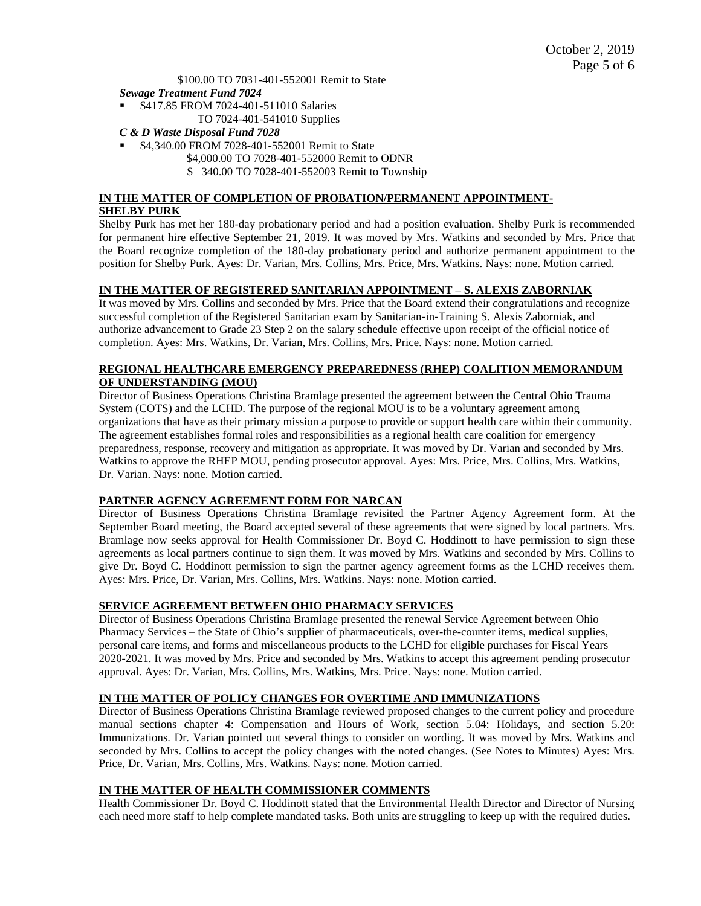$100.00 TO 7031-401-552001 Remit to State

***Sewage Treatment Fund 7024***

- $417.85 FROM 7024-401-511010 Salaries
  TO 7024-401-541010 Supplies

***C & D Waste Disposal Fund 7028***

- $4,340.00 FROM 7028-401-552001 Remit to State
  $4,000.00 TO 7028-401-552000 Remit to ODNR
  $ 340.00 TO 7028-401-552003 Remit to Township

**IN THE MATTER OF COMPLETION OF PROBATION/PERMANENT APPOINTMENT-SHELBY PURK**

Shelby Purk has met her 180-day probationary period and had a position evaluation. Shelby Purk is recommended for permanent hire effective September 21, 2019. It was moved by Mrs. Watkins and seconded by Mrs. Price that the Board recognize completion of the 180-day probationary period and authorize permanent appointment to the position for Shelby Purk. Ayes: Dr. Varian, Mrs. Collins, Mrs. Price, Mrs. Watkins. Nays: none. Motion carried.

**IN THE MATTER OF REGISTERED SANITARIAN APPOINTMENT – S. ALEXIS ZABORNIAK**

It was moved by Mrs. Collins and seconded by Mrs. Price that the Board extend their congratulations and recognize successful completion of the Registered Sanitarian exam by Sanitarian-in-Training S. Alexis Zaborniak, and authorize advancement to Grade 23 Step 2 on the salary schedule effective upon receipt of the official notice of completion. Ayes: Mrs. Watkins, Dr. Varian, Mrs. Collins, Mrs. Price. Nays: none. Motion carried.

**REGIONAL HEALTHCARE EMERGENCY PREPAREDNESS (RHEP) COALITION MEMORANDUM OF UNDERSTANDING (MOU)**

Director of Business Operations Christina Bramlage presented the agreement between the Central Ohio Trauma System (COTS) and the LCHD. The purpose of the regional MOU is to be a voluntary agreement among organizations that have as their primary mission a purpose to provide or support health care within their community. The agreement establishes formal roles and responsibilities as a regional health care coalition for emergency preparedness, response, recovery and mitigation as appropriate. It was moved by Dr. Varian and seconded by Mrs. Watkins to approve the RHEP MOU, pending prosecutor approval. Ayes: Mrs. Price, Mrs. Collins, Mrs. Watkins, Dr. Varian. Nays: none. Motion carried.

**PARTNER AGENCY AGREEMENT FORM FOR NARCAN**

Director of Business Operations Christina Bramlage revisited the Partner Agency Agreement form. At the September Board meeting, the Board accepted several of these agreements that were signed by local partners. Mrs. Bramlage now seeks approval for Health Commissioner Dr. Boyd C. Hoddinott to have permission to sign these agreements as local partners continue to sign them. It was moved by Mrs. Watkins and seconded by Mrs. Collins to give Dr. Boyd C. Hoddinott permission to sign the partner agency agreement forms as the LCHD receives them. Ayes: Mrs. Price, Dr. Varian, Mrs. Collins, Mrs. Watkins. Nays: none. Motion carried.

**SERVICE AGREEMENT BETWEEN OHIO PHARMACY SERVICES**

Director of Business Operations Christina Bramlage presented the renewal Service Agreement between Ohio Pharmacy Services – the State of Ohio's supplier of pharmaceuticals, over-the-counter items, medical supplies, personal care items, and forms and miscellaneous products to the LCHD for eligible purchases for Fiscal Years 2020-2021. It was moved by Mrs. Price and seconded by Mrs. Watkins to accept this agreement pending prosecutor approval. Ayes: Dr. Varian, Mrs. Collins, Mrs. Watkins, Mrs. Price. Nays: none. Motion carried.

**IN THE MATTER OF POLICY CHANGES FOR OVERTIME AND IMMUNIZATIONS**

Director of Business Operations Christina Bramlage reviewed proposed changes to the current policy and procedure manual sections chapter 4: Compensation and Hours of Work, section 5.04: Holidays, and section 5.20: Immunizations. Dr. Varian pointed out several things to consider on wording. It was moved by Mrs. Watkins and seconded by Mrs. Collins to accept the policy changes with the noted changes. (See Notes to Minutes) Ayes: Mrs. Price, Dr. Varian, Mrs. Collins, Mrs. Watkins. Nays: none. Motion carried.

**IN THE MATTER OF HEALTH COMMISSIONER COMMENTS**

Health Commissioner Dr. Boyd C. Hoddinott stated that the Environmental Health Director and Director of Nursing each need more staff to help complete mandated tasks. Both units are struggling to keep up with the required duties.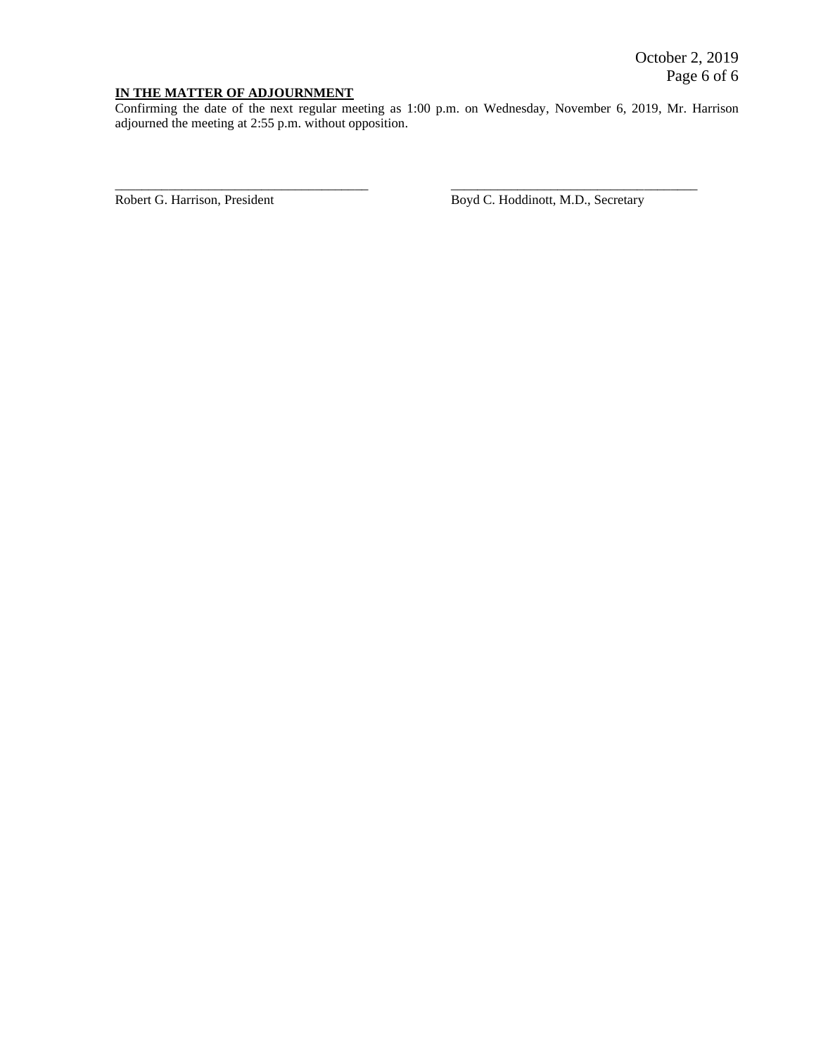**IN THE MATTER OF ADJOURNMENT**

Confirming the date of the next regular meeting as 1:00 p.m. on Wednesday, November 6, 2019, Mr. Harrison adjourned the meeting at 2:55 p.m. without opposition.

| | |
|---|---|
| ______________________________________ | ______________________________________ |
| Robert G. Harrison, President | Boyd C. Hoddinott, M.D., Secretary |